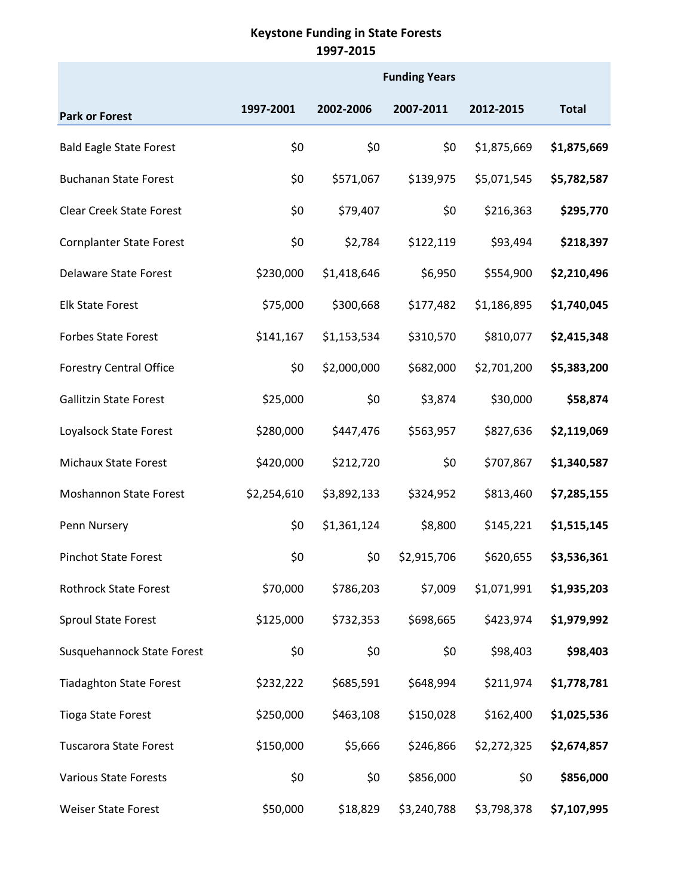# Keystone Funding in State Forests
## 1997-2015

| Park or Forest | Funding Years | | | | |
|---|---|---|---|---|---|
| | 1997-2001 | 2002-2006 | 2007-2011 | 2012-2015 | Total |
| Bald Eagle State Forest | $0 | $0 | $0 | $1,875,669 | **$1,875,669** |
| Buchanan State Forest | $0 | $571,067 | $139,975 | $5,071,545 | **$5,782,587** |
| Clear Creek State Forest | $0 | $79,407 | $0 | $216,363 | **$295,770** |
| Cornplanter State Forest | $0 | $2,784 | $122,119 | $93,494 | **$218,397** |
| Delaware State Forest | $230,000 | $1,418,646 | $6,950 | $554,900 | **$2,210,496** |
| Elk State Forest | $75,000 | $300,668 | $177,482 | $1,186,895 | **$1,740,045** |
| Forbes State Forest | $141,167 | $1,153,534 | $310,570 | $810,077 | **$2,415,348** |
| Forestry Central Office | $0 | $2,000,000 | $682,000 | $2,701,200 | **$5,383,200** |
| Gallitzin State Forest | $25,000 | $0 | $3,874 | $30,000 | **$58,874** |
| Loyalsock State Forest | $280,000 | $447,476 | $563,957 | $827,636 | **$2,119,069** |
| Michaux State Forest | $420,000 | $212,720 | $0 | $707,867 | **$1,340,587** |
| Moshannon State Forest | $2,254,610 | $3,892,133 | $324,952 | $813,460 | **$7,285,155** |
| Penn Nursery | $0 | $1,361,124 | $8,800 | $145,221 | **$1,515,145** |
| Pinchot State Forest | $0 | $0 | $2,915,706 | $620,655 | **$3,536,361** |
| Rothrock State Forest | $70,000 | $786,203 | $7,009 | $1,071,991 | **$1,935,203** |
| Sproul State Forest | $125,000 | $732,353 | $698,665 | $423,974 | **$1,979,992** |
| Susquehannock State Forest | $0 | $0 | $0 | $98,403 | **$98,403** |
| Tiadaghton State Forest | $232,222 | $685,591 | $648,994 | $211,974 | **$1,778,781** |
| Tioga State Forest | $250,000 | $463,108 | $150,028 | $162,400 | **$1,025,536** |
| Tuscarora State Forest | $150,000 | $5,666 | $246,866 | $2,272,325 | **$2,674,857** |
| Various State Forests | $0 | $0 | $856,000 | $0 | **$856,000** |
| Weiser State Forest | $50,000 | $18,829 | $3,240,788 | $3,798,378 | **$7,107,995** |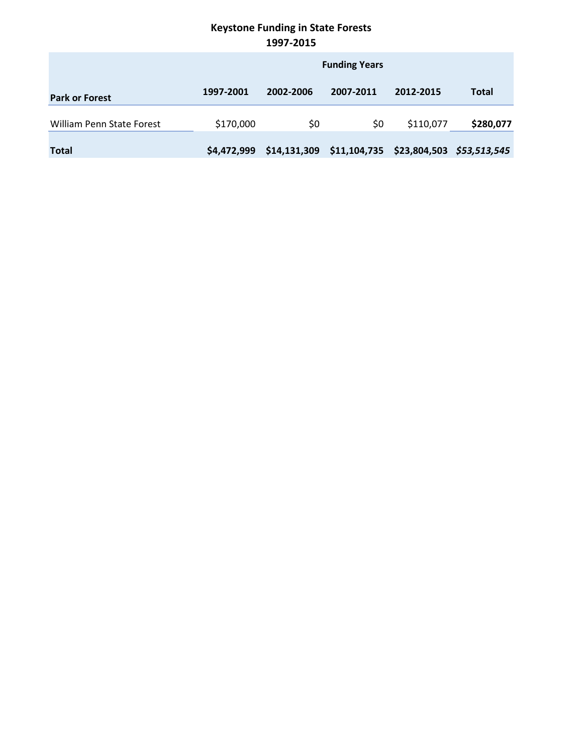**Keystone Funding in State Forests**
**1997-2015**

| | Funding Years | | | | |
|---|---|---|---|---|---|
| **Park or Forest** | **1997-2001** | **2002-2006** | **2007-2011** | **2012-2015** | **Total** |
| William Penn State Forest | $170,000 | $0 | $0 | $110,077 | **$280,077** |
| **Total** | **$4,472,999** | **$14,131,309** | **$11,104,735** | **$23,804,503** | ***$53,513,545*** |